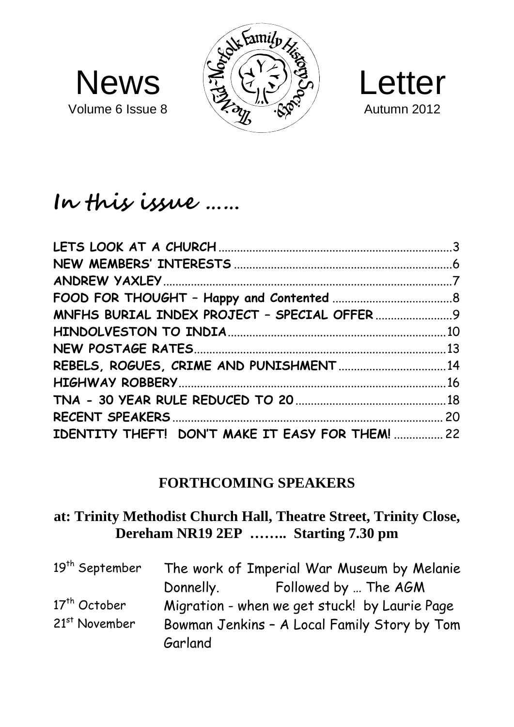# News Letter

Volume 6 Issue 8 — Autumn 2012

The Mid-Norfolk Family History Society

## In this issue ……

| | |
|---|---|
| LETS LOOK AT A CHURCH | 3 |
| NEW MEMBERS' INTERESTS | 6 |
| ANDREW YAXLEY | 7 |
| FOOD FOR THOUGHT – Happy and Contented | 8 |
| MNFHS BURIAL INDEX PROJECT – SPECIAL OFFER | 9 |
| HINDOLVESTON TO INDIA | 10 |
| NEW POSTAGE RATES | 13 |
| REBELS, ROGUES, CRIME AND PUNISHMENT | 14 |
| HIGHWAY ROBBERY | 16 |
| TNA - 30 YEAR RULE REDUCED TO 20 | 18 |
| RECENT SPEAKERS | 20 |
| IDENTITY THEFT! DON'T MAKE IT EASY FOR THEM! | 22 |

## FORTHCOMING SPEAKERS

**at: Trinity Methodist Church Hall, Theatre Street, Trinity Close, Dereham NR19 2EP …….. Starting 7.30 pm**

| | |
|---|---|
| 19th September | The work of Imperial War Museum by Melanie Donnelly. Followed by … The AGM |
| 17th October | Migration - when we get stuck! by Laurie Page |
| 21st November | Bowman Jenkins – A Local Family Story by Tom Garland |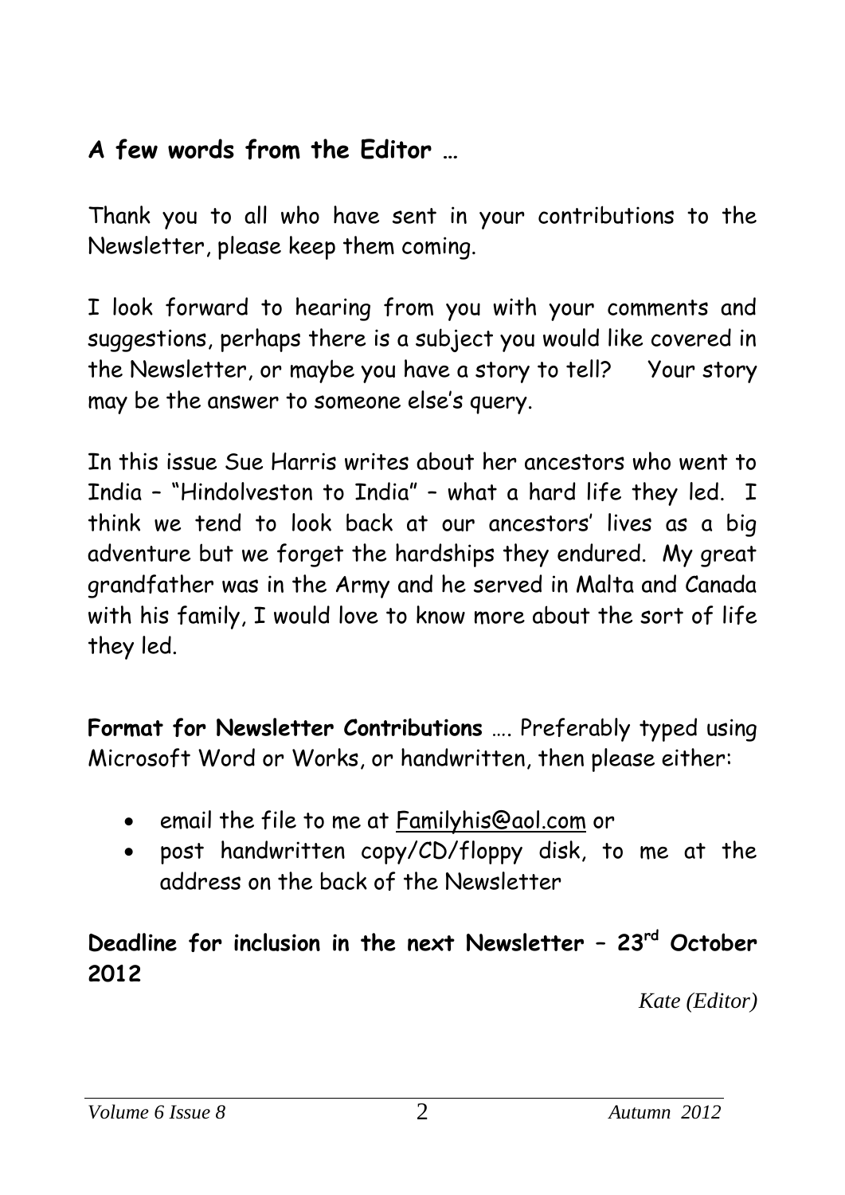## A few words from the Editor …

Thank you to all who have sent in your contributions to the Newsletter, please keep them coming.

I look forward to hearing from you with your comments and suggestions, perhaps there is a subject you would like covered in the Newsletter, or maybe you have a story to tell? Your story may be the answer to someone else's query.

In this issue Sue Harris writes about her ancestors who went to India – "Hindolveston to India" – what a hard life they led. I think we tend to look back at our ancestors' lives as a big adventure but we forget the hardships they endured. My great grandfather was in the Army and he served in Malta and Canada with his family, I would love to know more about the sort of life they led.

**Format for Newsletter Contributions** …. Preferably typed using Microsoft Word or Works, or handwritten, then please either:

- email the file to me at Familyhis@aol.com or
- post handwritten copy/CD/floppy disk, to me at the address on the back of the Newsletter

**Deadline for inclusion in the next Newsletter – 23rd October 2012**

*Kate (Editor)*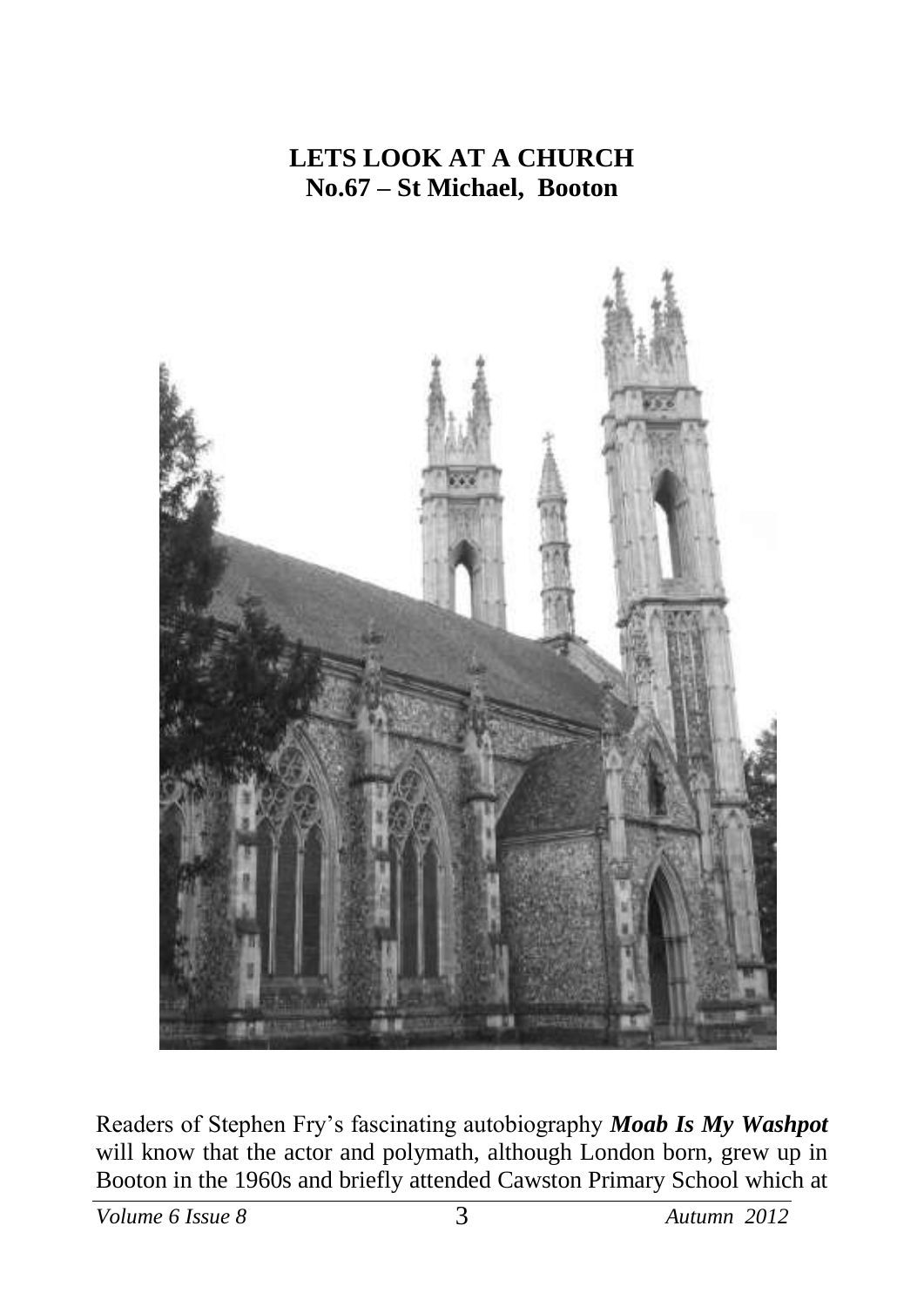# LETS LOOK AT A CHURCH
## No.67 – St Michael, Booton

Readers of Stephen Fry's fascinating autobiography ***Moab Is My Washpot*** will know that the actor and polymath, although London born, grew up in Booton in the 1960s and briefly attended Cawston Primary School which at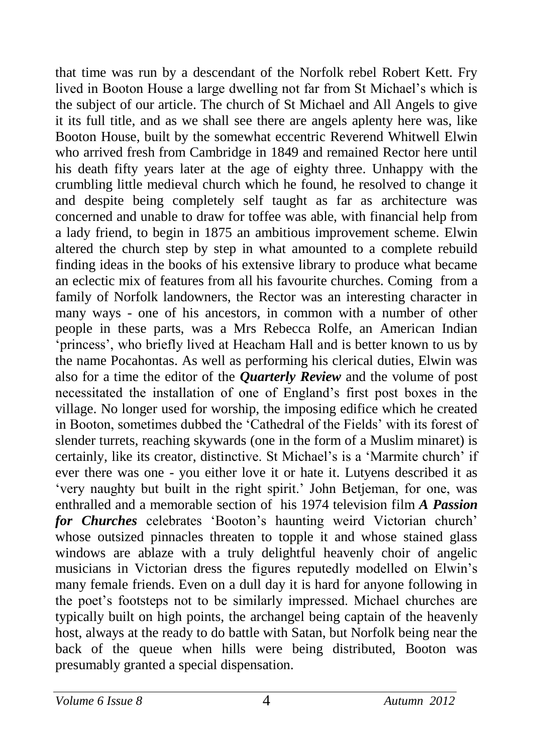that time was run by a descendant of the Norfolk rebel Robert Kett. Fry lived in Booton House a large dwelling not far from St Michael's which is the subject of our article. The church of St Michael and All Angels to give it its full title, and as we shall see there are angels aplenty here was, like Booton House, built by the somewhat eccentric Reverend Whitwell Elwin who arrived fresh from Cambridge in 1849 and remained Rector here until his death fifty years later at the age of eighty three. Unhappy with the crumbling little medieval church which he found, he resolved to change it and despite being completely self taught as far as architecture was concerned and unable to draw for toffee was able, with financial help from a lady friend, to begin in 1875 an ambitious improvement scheme. Elwin altered the church step by step in what amounted to a complete rebuild finding ideas in the books of his extensive library to produce what became an eclectic mix of features from all his favourite churches. Coming from a family of Norfolk landowners, the Rector was an interesting character in many ways - one of his ancestors, in common with a number of other people in these parts, was a Mrs Rebecca Rolfe, an American Indian 'princess', who briefly lived at Heacham Hall and is better known to us by the name Pocahontas. As well as performing his clerical duties, Elwin was also for a time the editor of the ***Quarterly Review*** and the volume of post necessitated the installation of one of England's first post boxes in the village. No longer used for worship, the imposing edifice which he created in Booton, sometimes dubbed the 'Cathedral of the Fields' with its forest of slender turrets, reaching skywards (one in the form of a Muslim minaret) is certainly, like its creator, distinctive. St Michael's is a 'Marmite church' if ever there was one - you either love it or hate it. Lutyens described it as 'very naughty but built in the right spirit.' John Betjeman, for one, was enthralled and a memorable section of his 1974 television film ***A Passion for Churches*** celebrates 'Booton's haunting weird Victorian church' whose outsized pinnacles threaten to topple it and whose stained glass windows are ablaze with a truly delightful heavenly choir of angelic musicians in Victorian dress the figures reputedly modelled on Elwin's many female friends. Even on a dull day it is hard for anyone following in the poet's footsteps not to be similarly impressed. Michael churches are typically built on high points, the archangel being captain of the heavenly host, always at the ready to do battle with Satan, but Norfolk being near the back of the queue when hills were being distributed, Booton was presumably granted a special dispensation.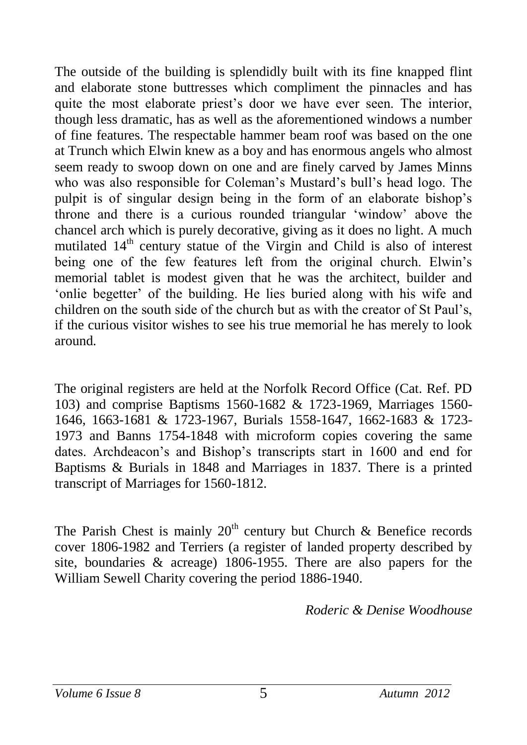The outside of the building is splendidly built with its fine knapped flint and elaborate stone buttresses which compliment the pinnacles and has quite the most elaborate priest's door we have ever seen. The interior, though less dramatic, has as well as the aforementioned windows a number of fine features. The respectable hammer beam roof was based on the one at Trunch which Elwin knew as a boy and has enormous angels who almost seem ready to swoop down on one and are finely carved by James Minns who was also responsible for Coleman's Mustard's bull's head logo. The pulpit is of singular design being in the form of an elaborate bishop's throne and there is a curious rounded triangular 'window' above the chancel arch which is purely decorative, giving as it does no light. A much mutilated 14th century statue of the Virgin and Child is also of interest being one of the few features left from the original church. Elwin's memorial tablet is modest given that he was the architect, builder and 'onlie begetter' of the building. He lies buried along with his wife and children on the south side of the church but as with the creator of St Paul's, if the curious visitor wishes to see his true memorial he has merely to look around.

The original registers are held at the Norfolk Record Office (Cat. Ref. PD 103) and comprise Baptisms 1560-1682 & 1723-1969, Marriages 1560-1646, 1663-1681 & 1723-1967, Burials 1558-1647, 1662-1683 & 1723-1973 and Banns 1754-1848 with microform copies covering the same dates. Archdeacon's and Bishop's transcripts start in 1600 and end for Baptisms & Burials in 1848 and Marriages in 1837. There is a printed transcript of Marriages for 1560-1812.

The Parish Chest is mainly 20th century but Church & Benefice records cover 1806-1982 and Terriers (a register of landed property described by site, boundaries & acreage) 1806-1955. There are also papers for the William Sewell Charity covering the period 1886-1940.

*Roderic & Denise Woodhouse*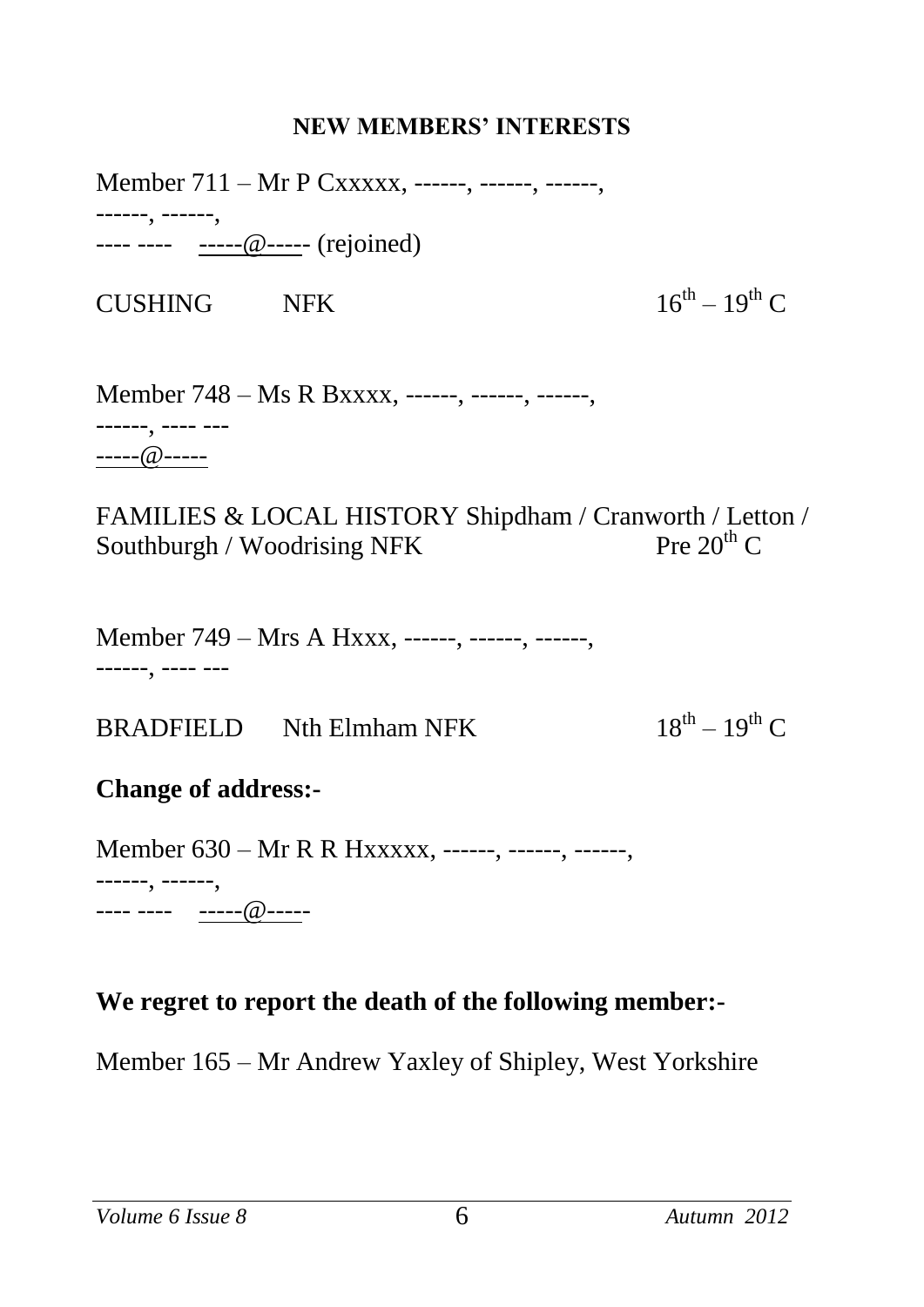## NEW MEMBERS' INTERESTS

Member 711 – Mr P Cxxxxx, ------, ------, ------,
------, ------,
---- ---- -----@----- (rejoined)

CUSHING NFK $16^{th} – 19^{th}$ C

Member 748 – Ms R Bxxxx, ------, ------, ------,
------, ---- ---
-----@-----

FAMILIES & LOCAL HISTORY Shipdham / Cranworth / Letton / Southburgh / Woodrising NFK Pre $20^{th}$ C

Member 749 – Mrs A Hxxx, ------, ------, ------,
------, ---- ---

BRADFIELD Nth Elmham NFK $18^{th} – 19^{th}$ C

**Change of address:-**

Member 630 – Mr R R Hxxxxx, ------, ------, ------,
------, ------,
---- ---- -----@-----

**We regret to report the death of the following member:-**

Member 165 – Mr Andrew Yaxley of Shipley, West Yorkshire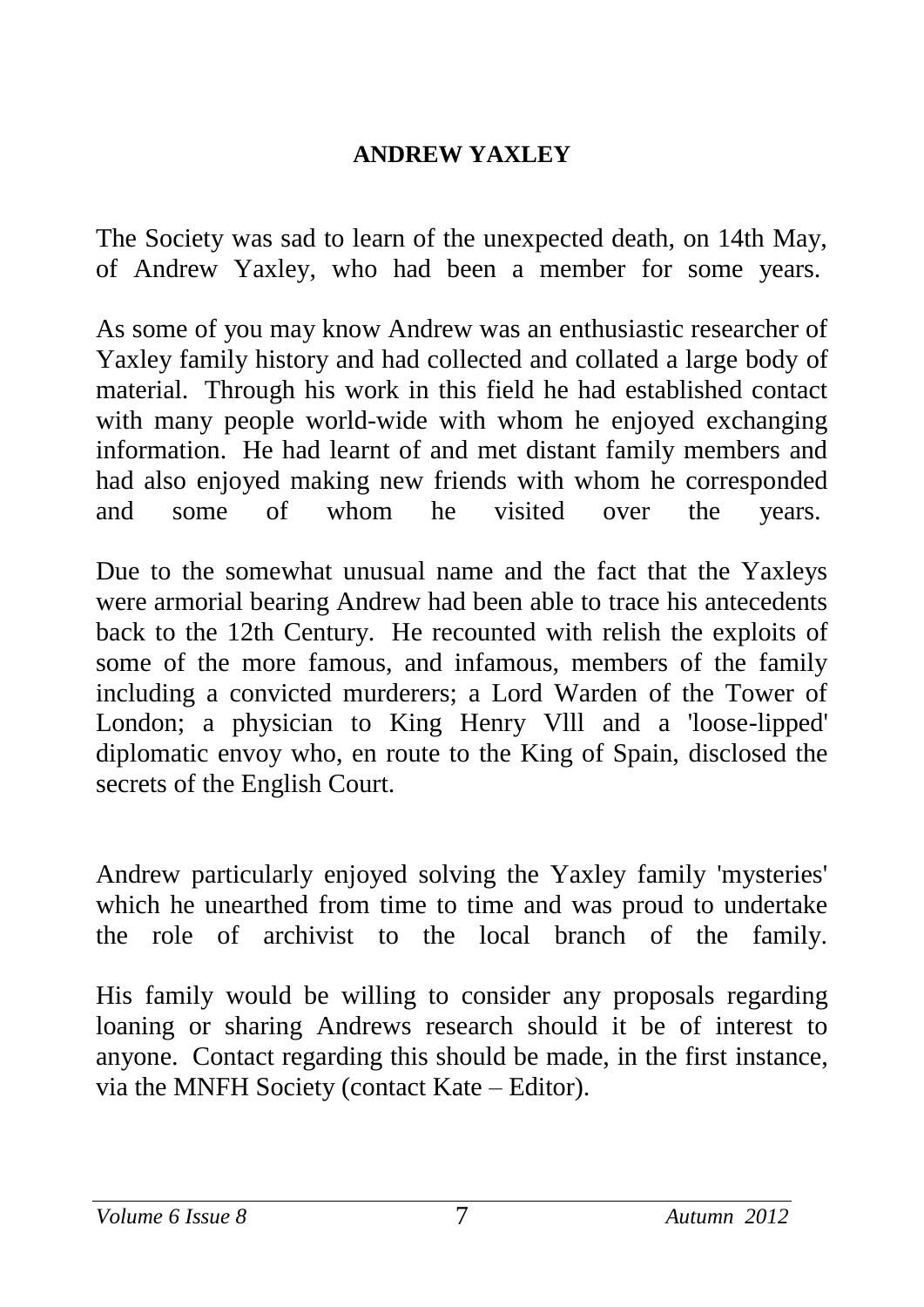# ANDREW YAXLEY

The Society was sad to learn of the unexpected death, on 14th May, of Andrew Yaxley, who had been a member for some years.

As some of you may know Andrew was an enthusiastic researcher of Yaxley family history and had collected and collated a large body of material. Through his work in this field he had established contact with many people world-wide with whom he enjoyed exchanging information. He had learnt of and met distant family members and had also enjoyed making new friends with whom he corresponded and some of whom he visited over the years.

Due to the somewhat unusual name and the fact that the Yaxleys were armorial bearing Andrew had been able to trace his antecedents back to the 12th Century. He recounted with relish the exploits of some of the more famous, and infamous, members of the family including a convicted murderers; a Lord Warden of the Tower of London; a physician to King Henry Vlll and a 'loose-lipped' diplomatic envoy who, en route to the King of Spain, disclosed the secrets of the English Court.

Andrew particularly enjoyed solving the Yaxley family 'mysteries' which he unearthed from time to time and was proud to undertake the role of archivist to the local branch of the family.

His family would be willing to consider any proposals regarding loaning or sharing Andrews research should it be of interest to anyone. Contact regarding this should be made, in the first instance, via the MNFH Society (contact Kate – Editor).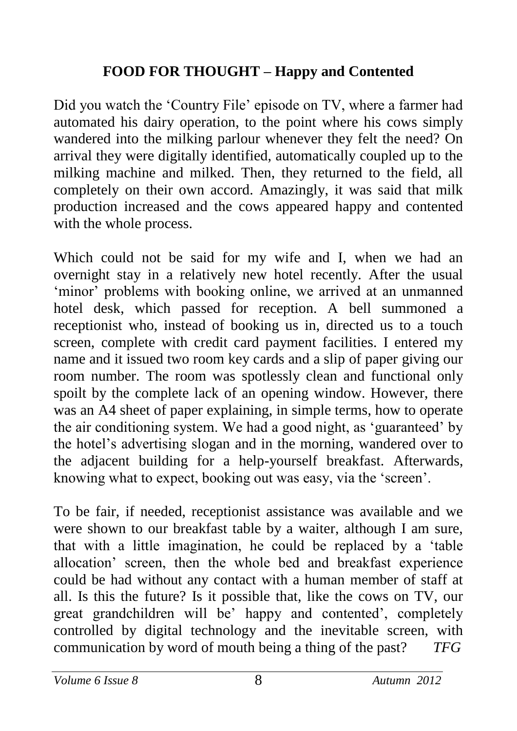## FOOD FOR THOUGHT – Happy and Contented

Did you watch the 'Country File' episode on TV, where a farmer had automated his dairy operation, to the point where his cows simply wandered into the milking parlour whenever they felt the need? On arrival they were digitally identified, automatically coupled up to the milking machine and milked. Then, they returned to the field, all completely on their own accord. Amazingly, it was said that milk production increased and the cows appeared happy and contented with the whole process.

Which could not be said for my wife and I, when we had an overnight stay in a relatively new hotel recently. After the usual 'minor' problems with booking online, we arrived at an unmanned hotel desk, which passed for reception. A bell summoned a receptionist who, instead of booking us in, directed us to a touch screen, complete with credit card payment facilities. I entered my name and it issued two room key cards and a slip of paper giving our room number. The room was spotlessly clean and functional only spoilt by the complete lack of an opening window. However, there was an A4 sheet of paper explaining, in simple terms, how to operate the air conditioning system. We had a good night, as 'guaranteed' by the hotel's advertising slogan and in the morning, wandered over to the adjacent building for a help-yourself breakfast. Afterwards, knowing what to expect, booking out was easy, via the 'screen'.

To be fair, if needed, receptionist assistance was available and we were shown to our breakfast table by a waiter, although I am sure, that with a little imagination, he could be replaced by a 'table allocation' screen, then the whole bed and breakfast experience could be had without any contact with a human member of staff at all. Is this the future? Is it possible that, like the cows on TV, our great grandchildren will be' happy and contented', completely controlled by digital technology and the inevitable screen, with communication by word of mouth being a thing of the past? *TFG*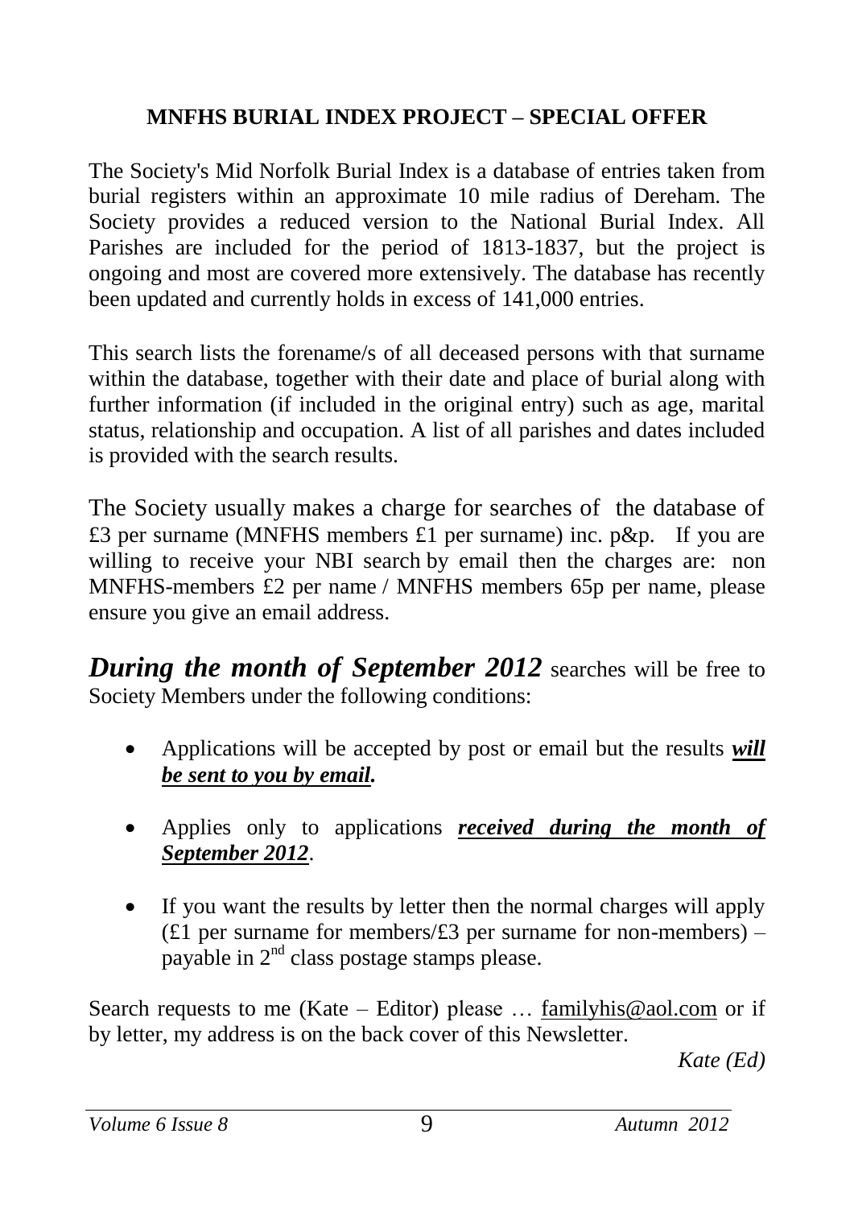## MNFHS BURIAL INDEX PROJECT – SPECIAL OFFER

The Society's Mid Norfolk Burial Index is a database of entries taken from burial registers within an approximate 10 mile radius of Dereham. The Society provides a reduced version to the National Burial Index. All Parishes are included for the period of 1813-1837, but the project is ongoing and most are covered more extensively. The database has recently been updated and currently holds in excess of 141,000 entries.

This search lists the forename/s of all deceased persons with that surname within the database, together with their date and place of burial along with further information (if included in the original entry) such as age, marital status, relationship and occupation. A list of all parishes and dates included is provided with the search results.

The Society usually makes a charge for searches of the database of £3 per surname (MNFHS members £1 per surname) inc. p&p. If you are willing to receive your NBI search by email then the charges are: non MNFHS-members £2 per name / MNFHS members 65p per name, please ensure you give an email address.

***During the month of September 2012*** searches will be free to Society Members under the following conditions:

- Applications will be accepted by post or email but the results ***will be sent to you by email.***
- Applies only to applications ***received during the month of September 2012***.
- If you want the results by letter then the normal charges will apply (£1 per surname for members/£3 per surname for non-members) – payable in 2nd class postage stamps please.

Search requests to me (Kate – Editor) please … familyhis@aol.com or if by letter, my address is on the back cover of this Newsletter.

*Kate (Ed)*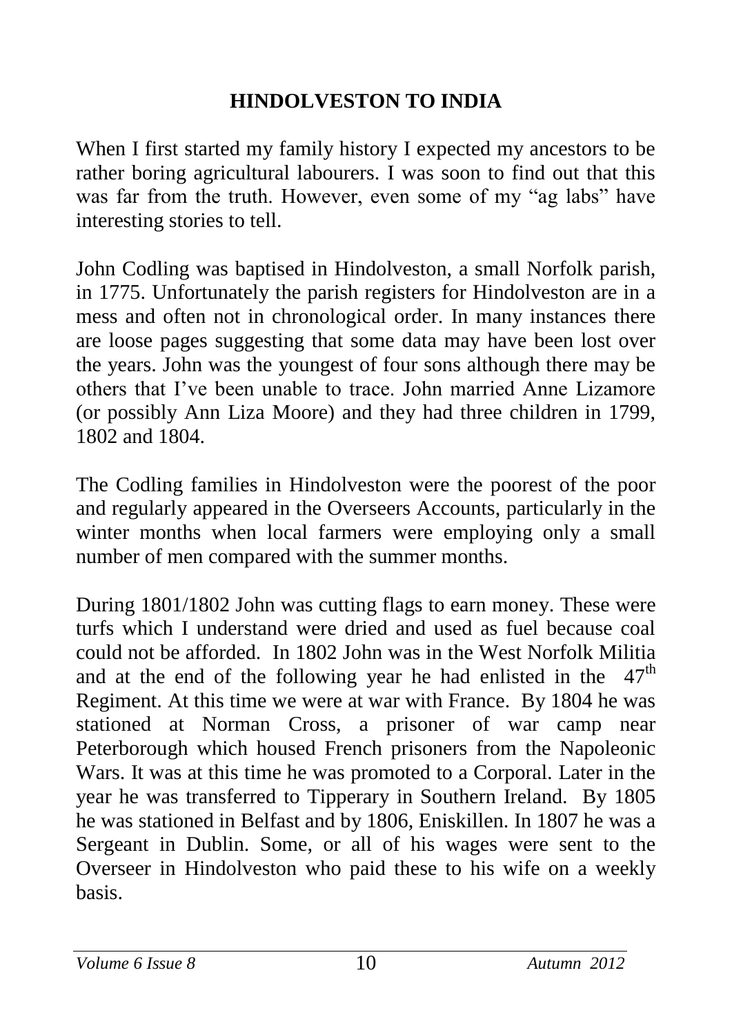# HINDOLVESTON TO INDIA

When I first started my family history I expected my ancestors to be rather boring agricultural labourers. I was soon to find out that this was far from the truth. However, even some of my “ag labs” have interesting stories to tell.

John Codling was baptised in Hindolveston, a small Norfolk parish, in 1775. Unfortunately the parish registers for Hindolveston are in a mess and often not in chronological order. In many instances there are loose pages suggesting that some data may have been lost over the years. John was the youngest of four sons although there may be others that I’ve been unable to trace. John married Anne Lizamore (or possibly Ann Liza Moore) and they had three children in 1799, 1802 and 1804.

The Codling families in Hindolveston were the poorest of the poor and regularly appeared in the Overseers Accounts, particularly in the winter months when local farmers were employing only a small number of men compared with the summer months.

During 1801/1802 John was cutting flags to earn money. These were turfs which I understand were dried and used as fuel because coal could not be afforded. In 1802 John was in the West Norfolk Militia and at the end of the following year he had enlisted in the 47th Regiment. At this time we were at war with France. By 1804 he was stationed at Norman Cross, a prisoner of war camp near Peterborough which housed French prisoners from the Napoleonic Wars. It was at this time he was promoted to a Corporal. Later in the year he was transferred to Tipperary in Southern Ireland. By 1805 he was stationed in Belfast and by 1806, Eniskillen. In 1807 he was a Sergeant in Dublin. Some, or all of his wages were sent to the Overseer in Hindolveston who paid these to his wife on a weekly basis.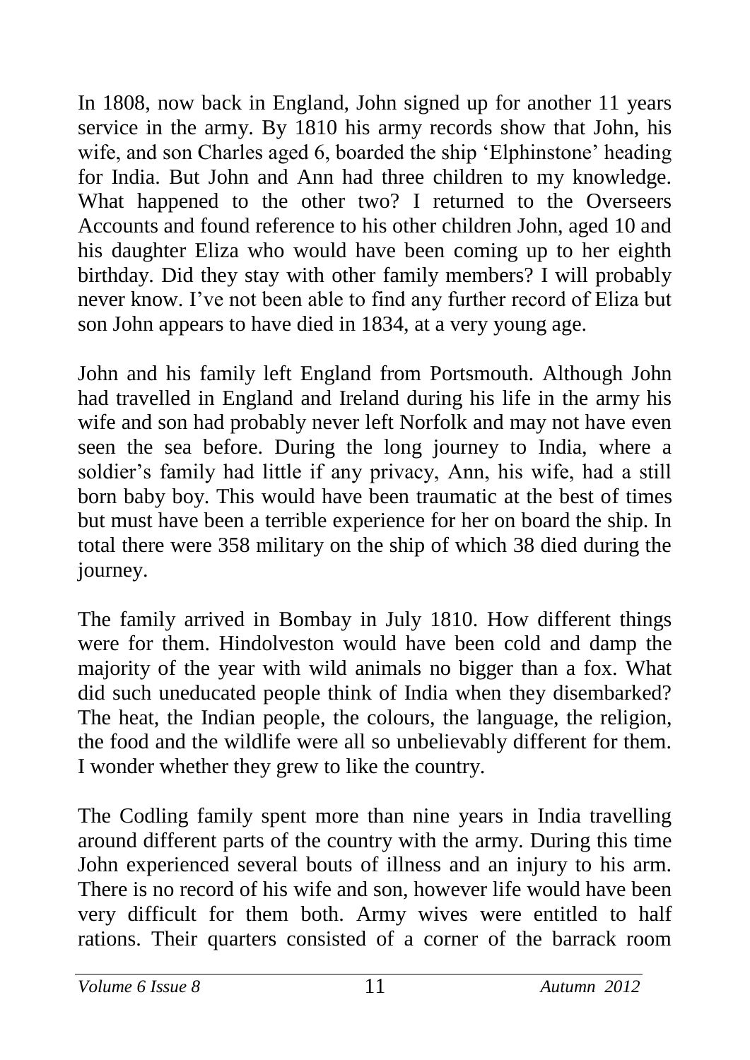In 1808, now back in England, John signed up for another 11 years service in the army. By 1810 his army records show that John, his wife, and son Charles aged 6, boarded the ship 'Elphinstone' heading for India. But John and Ann had three children to my knowledge. What happened to the other two? I returned to the Overseers Accounts and found reference to his other children John, aged 10 and his daughter Eliza who would have been coming up to her eighth birthday. Did they stay with other family members? I will probably never know. I've not been able to find any further record of Eliza but son John appears to have died in 1834, at a very young age.

John and his family left England from Portsmouth. Although John had travelled in England and Ireland during his life in the army his wife and son had probably never left Norfolk and may not have even seen the sea before. During the long journey to India, where a soldier's family had little if any privacy, Ann, his wife, had a still born baby boy. This would have been traumatic at the best of times but must have been a terrible experience for her on board the ship. In total there were 358 military on the ship of which 38 died during the journey.

The family arrived in Bombay in July 1810. How different things were for them. Hindolveston would have been cold and damp the majority of the year with wild animals no bigger than a fox. What did such uneducated people think of India when they disembarked? The heat, the Indian people, the colours, the language, the religion, the food and the wildlife were all so unbelievably different for them. I wonder whether they grew to like the country.

The Codling family spent more than nine years in India travelling around different parts of the country with the army. During this time John experienced several bouts of illness and an injury to his arm. There is no record of his wife and son, however life would have been very difficult for them both. Army wives were entitled to half rations. Their quarters consisted of a corner of the barrack room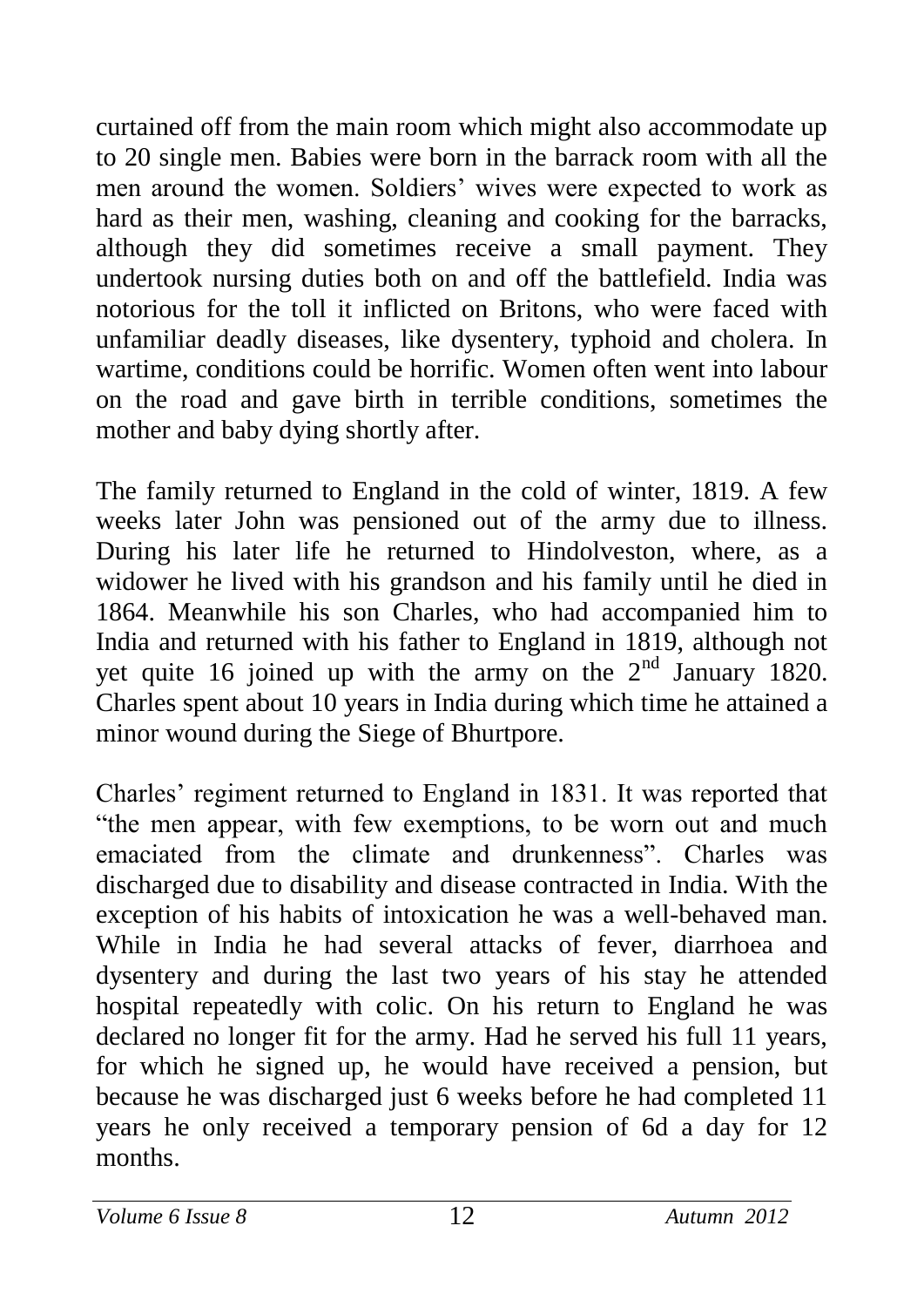curtained off from the main room which might also accommodate up to 20 single men. Babies were born in the barrack room with all the men around the women. Soldiers' wives were expected to work as hard as their men, washing, cleaning and cooking for the barracks, although they did sometimes receive a small payment. They undertook nursing duties both on and off the battlefield. India was notorious for the toll it inflicted on Britons, who were faced with unfamiliar deadly diseases, like dysentery, typhoid and cholera. In wartime, conditions could be horrific. Women often went into labour on the road and gave birth in terrible conditions, sometimes the mother and baby dying shortly after.

The family returned to England in the cold of winter, 1819. A few weeks later John was pensioned out of the army due to illness. During his later life he returned to Hindolveston, where, as a widower he lived with his grandson and his family until he died in 1864. Meanwhile his son Charles, who had accompanied him to India and returned with his father to England in 1819, although not yet quite 16 joined up with the army on the 2nd January 1820. Charles spent about 10 years in India during which time he attained a minor wound during the Siege of Bhurtpore.

Charles' regiment returned to England in 1831. It was reported that "the men appear, with few exemptions, to be worn out and much emaciated from the climate and drunkenness". Charles was discharged due to disability and disease contracted in India. With the exception of his habits of intoxication he was a well-behaved man. While in India he had several attacks of fever, diarrhoea and dysentery and during the last two years of his stay he attended hospital repeatedly with colic. On his return to England he was declared no longer fit for the army. Had he served his full 11 years, for which he signed up, he would have received a pension, but because he was discharged just 6 weeks before he had completed 11 years he only received a temporary pension of 6d a day for 12 months.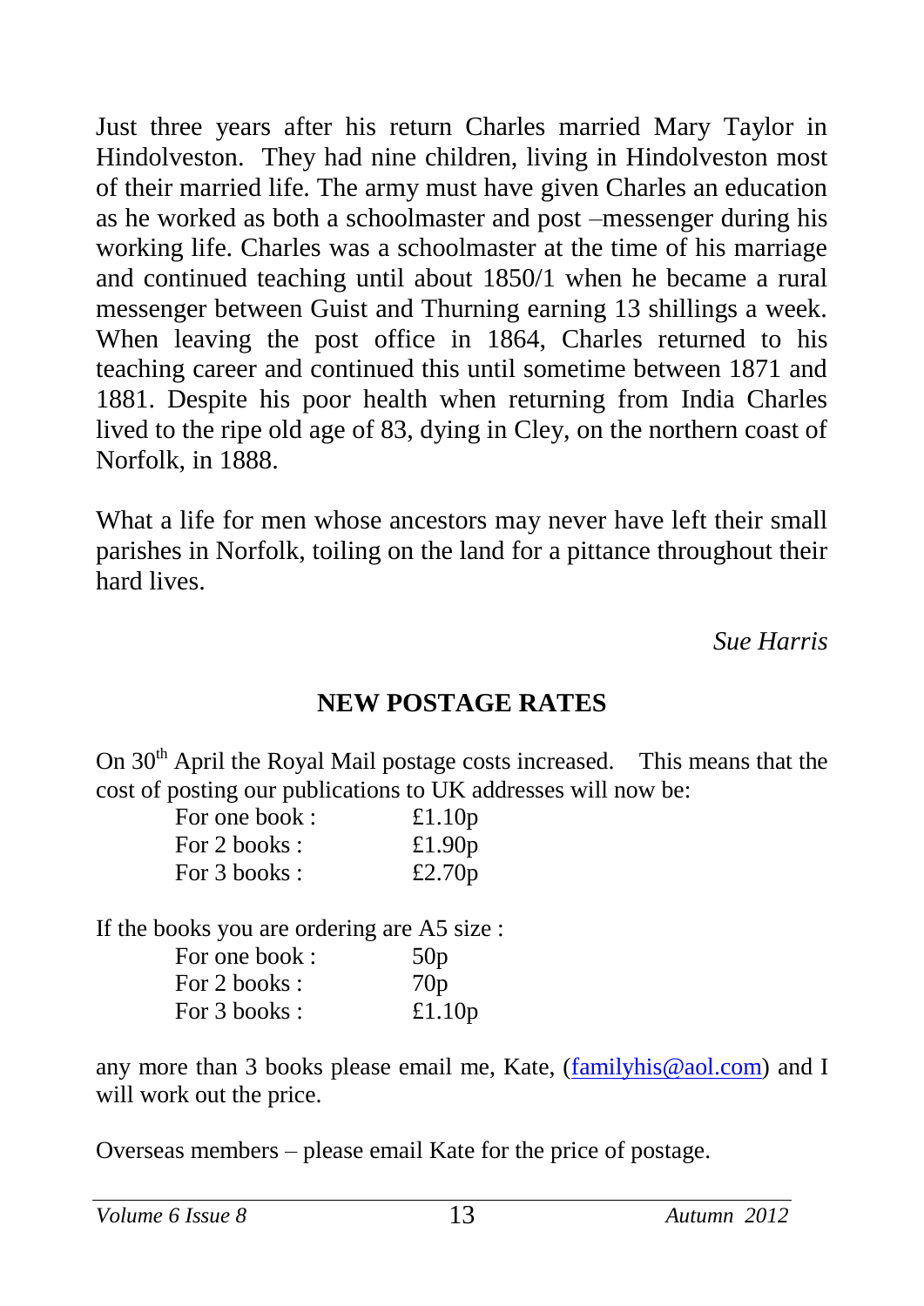Just three years after his return Charles married Mary Taylor in Hindolveston. They had nine children, living in Hindolveston most of their married life. The army must have given Charles an education as he worked as both a schoolmaster and post –messenger during his working life. Charles was a schoolmaster at the time of his marriage and continued teaching until about 1850/1 when he became a rural messenger between Guist and Thurning earning 13 shillings a week. When leaving the post office in 1864, Charles returned to his teaching career and continued this until sometime between 1871 and 1881. Despite his poor health when returning from India Charles lived to the ripe old age of 83, dying in Cley, on the northern coast of Norfolk, in 1888.

What a life for men whose ancestors may never have left their small parishes in Norfolk, toiling on the land for a pittance throughout their hard lives.

*Sue Harris*

## NEW POSTAGE RATES

On 30th April the Royal Mail postage costs increased. This means that the cost of posting our publications to UK addresses will now be:

| | |
|---|---|
| For one book : | £1.10p |
| For 2 books : | £1.90p |
| For 3 books : | £2.70p |

If the books you are ordering are A5 size :

| | |
|---|---|
| For one book : | 50p |
| For 2 books : | 70p |
| For 3 books : | £1.10p |

any more than 3 books please email me, Kate, (familyhis@aol.com) and I will work out the price.

Overseas members – please email Kate for the price of postage.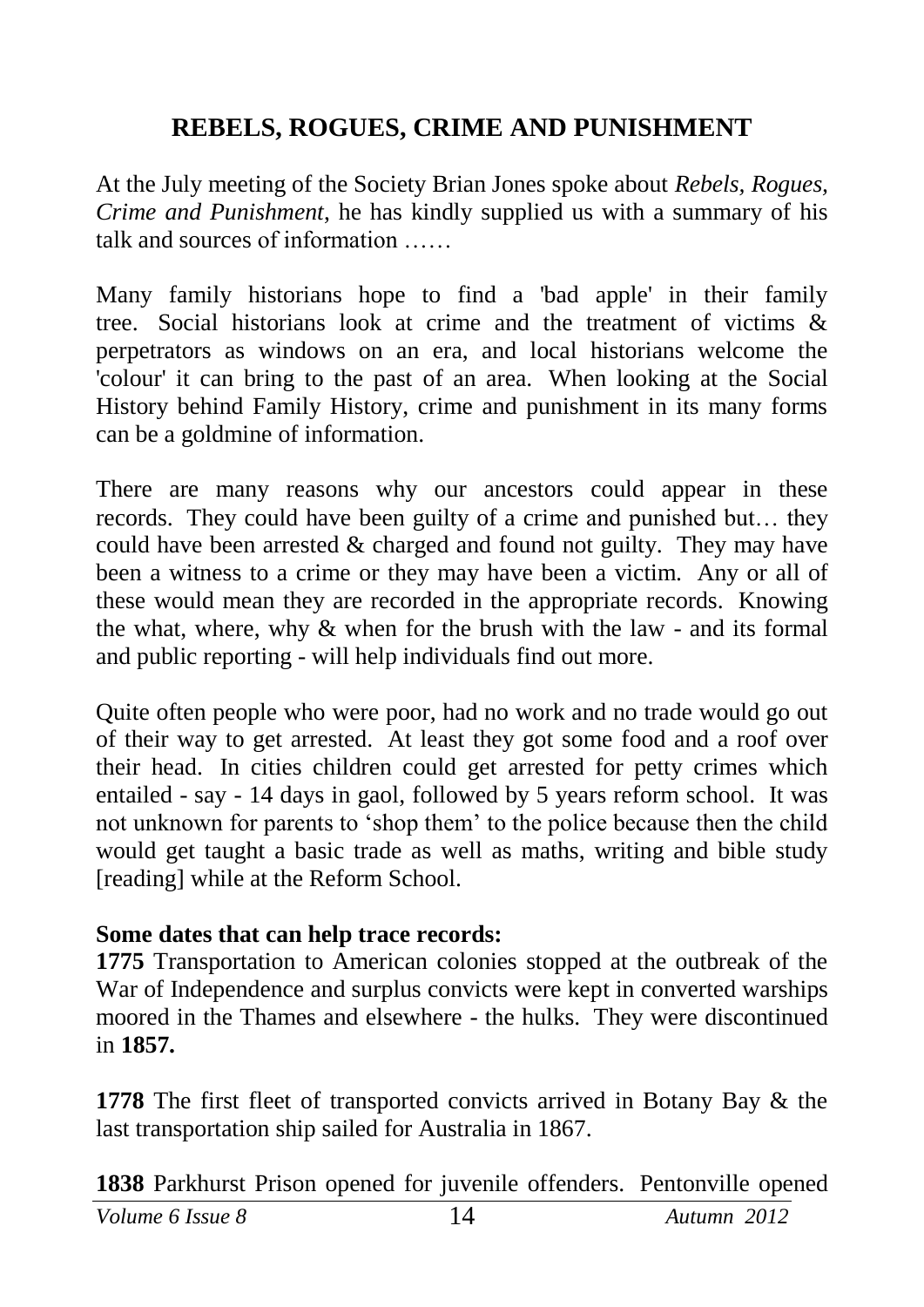## REBELS, ROGUES, CRIME AND PUNISHMENT

At the July meeting of the Society Brian Jones spoke about *Rebels, Rogues, Crime and Punishment*, he has kindly supplied us with a summary of his talk and sources of information ……

Many family historians hope to find a 'bad apple' in their family tree. Social historians look at crime and the treatment of victims & perpetrators as windows on an era, and local historians welcome the 'colour' it can bring to the past of an area. When looking at the Social History behind Family History, crime and punishment in its many forms can be a goldmine of information.

There are many reasons why our ancestors could appear in these records. They could have been guilty of a crime and punished but… they could have been arrested & charged and found not guilty. They may have been a witness to a crime or they may have been a victim. Any or all of these would mean they are recorded in the appropriate records. Knowing the what, where, why & when for the brush with the law - and its formal and public reporting - will help individuals find out more.

Quite often people who were poor, had no work and no trade would go out of their way to get arrested. At least they got some food and a roof over their head. In cities children could get arrested for petty crimes which entailed - say - 14 days in gaol, followed by 5 years reform school. It was not unknown for parents to 'shop them' to the police because then the child would get taught a basic trade as well as maths, writing and bible study [reading] while at the Reform School.

**Some dates that can help trace records:**

**1775** Transportation to American colonies stopped at the outbreak of the War of Independence and surplus convicts were kept in converted warships moored in the Thames and elsewhere - the hulks. They were discontinued in **1857.**

**1778** The first fleet of transported convicts arrived in Botany Bay & the last transportation ship sailed for Australia in 1867.

**1838** Parkhurst Prison opened for juvenile offenders. Pentonville opened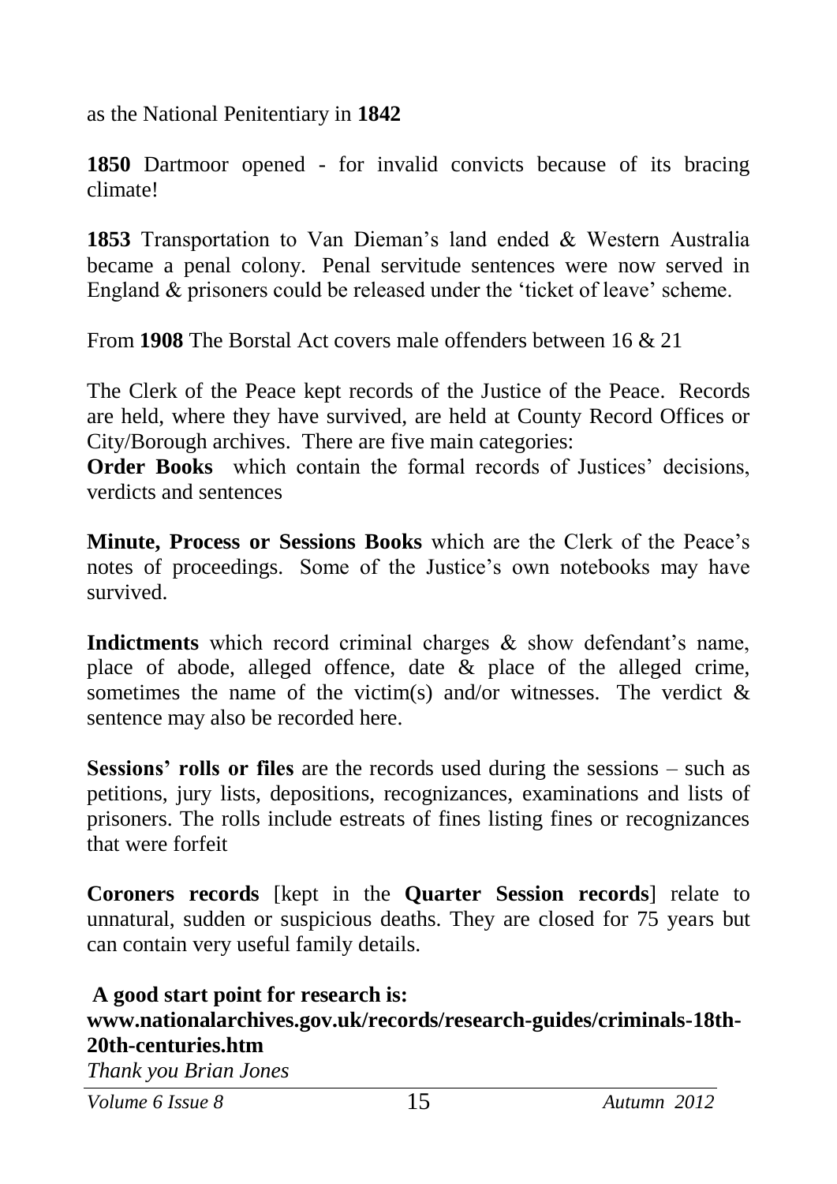as the National Penitentiary in **1842**

**1850** Dartmoor opened - for invalid convicts because of its bracing climate!

**1853** Transportation to Van Dieman's land ended & Western Australia became a penal colony. Penal servitude sentences were now served in England & prisoners could be released under the 'ticket of leave' scheme.

From **1908** The Borstal Act covers male offenders between 16 & 21

The Clerk of the Peace kept records of the Justice of the Peace. Records are held, where they have survived, are held at County Record Offices or City/Borough archives. There are five main categories:

**Order Books** which contain the formal records of Justices' decisions, verdicts and sentences

**Minute, Process or Sessions Books** which are the Clerk of the Peace's notes of proceedings. Some of the Justice's own notebooks may have survived.

**Indictments** which record criminal charges & show defendant's name, place of abode, alleged offence, date & place of the alleged crime, sometimes the name of the victim(s) and/or witnesses. The verdict & sentence may also be recorded here.

**Sessions' rolls or files** are the records used during the sessions – such as petitions, jury lists, depositions, recognizances, examinations and lists of prisoners. The rolls include estreats of fines listing fines or recognizances that were forfeit

**Coroners records** [kept in the **Quarter Session records**] relate to unnatural, sudden or suspicious deaths. They are closed for 75 years but can contain very useful family details.

**A good start point for research is:**
**www.nationalarchives.gov.uk/records/research-guides/criminals-18th-20th-centuries.htm**

*Thank you Brian Jones*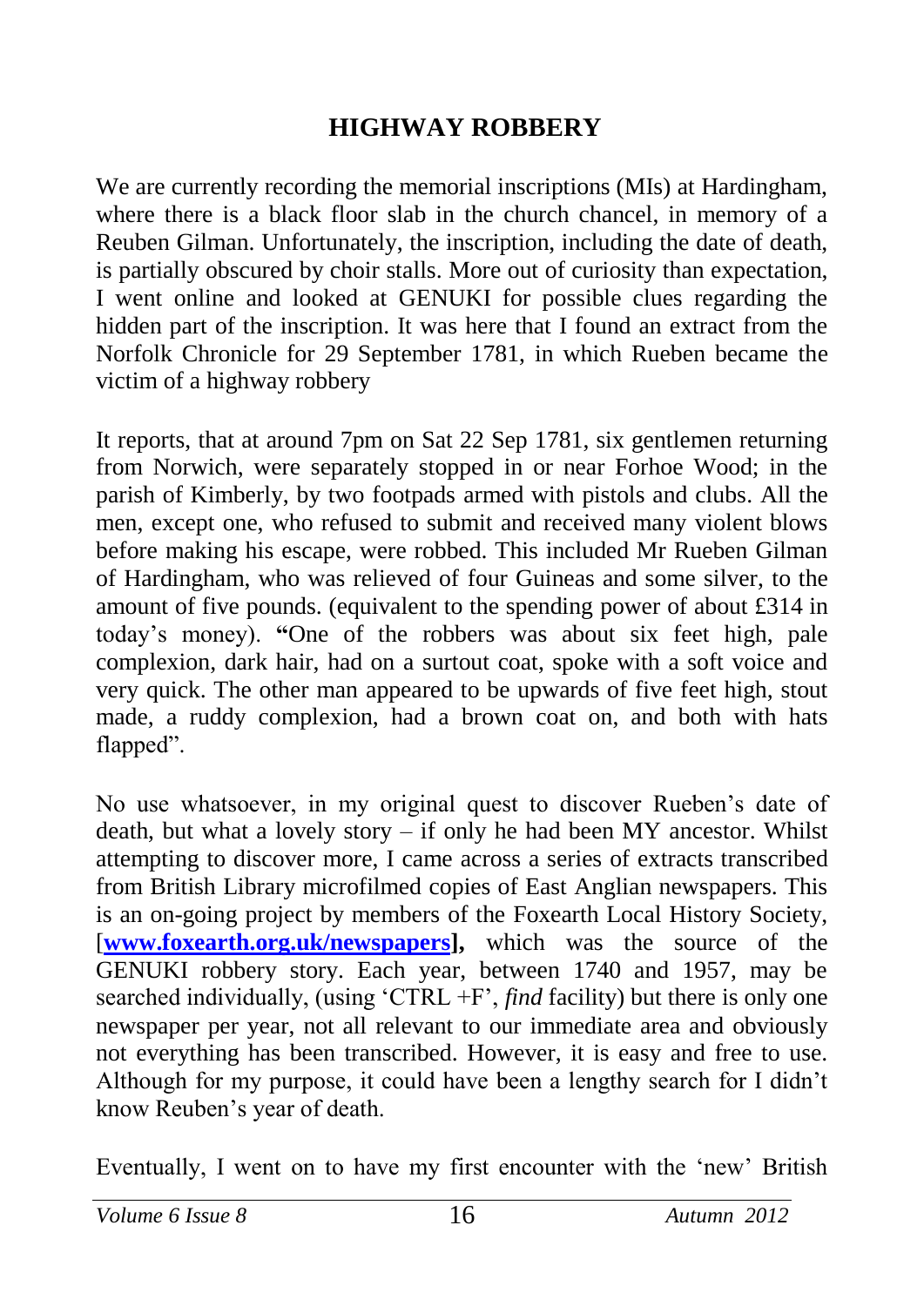# HIGHWAY ROBBERY

We are currently recording the memorial inscriptions (MIs) at Hardingham, where there is a black floor slab in the church chancel, in memory of a Reuben Gilman. Unfortunately, the inscription, including the date of death, is partially obscured by choir stalls. More out of curiosity than expectation, I went online and looked at GENUKI for possible clues regarding the hidden part of the inscription. It was here that I found an extract from the Norfolk Chronicle for 29 September 1781, in which Rueben became the victim of a highway robbery

It reports, that at around 7pm on Sat 22 Sep 1781, six gentlemen returning from Norwich, were separately stopped in or near Forhoe Wood; in the parish of Kimberly, by two footpads armed with pistols and clubs. All the men, except one, who refused to submit and received many violent blows before making his escape, were robbed. This included Mr Rueben Gilman of Hardingham, who was relieved of four Guineas and some silver, to the amount of five pounds. (equivalent to the spending power of about £314 in today's money). **"**One of the robbers was about six feet high, pale complexion, dark hair, had on a surtout coat, spoke with a soft voice and very quick. The other man appeared to be upwards of five feet high, stout made, a ruddy complexion, had a brown coat on, and both with hats flapped".

No use whatsoever, in my original quest to discover Rueben's date of death, but what a lovely story – if only he had been MY ancestor. Whilst attempting to discover more, I came across a series of extracts transcribed from British Library microfilmed copies of East Anglian newspapers. This is an on-going project by members of the Foxearth Local History Society, [**www.foxearth.org.uk/newspapers**]**,** which was the source of the GENUKI robbery story. Each year, between 1740 and 1957, may be searched individually, (using 'CTRL +F', *find* facility) but there is only one newspaper per year, not all relevant to our immediate area and obviously not everything has been transcribed. However, it is easy and free to use. Although for my purpose, it could have been a lengthy search for I didn't know Reuben's year of death.

Eventually, I went on to have my first encounter with the 'new' British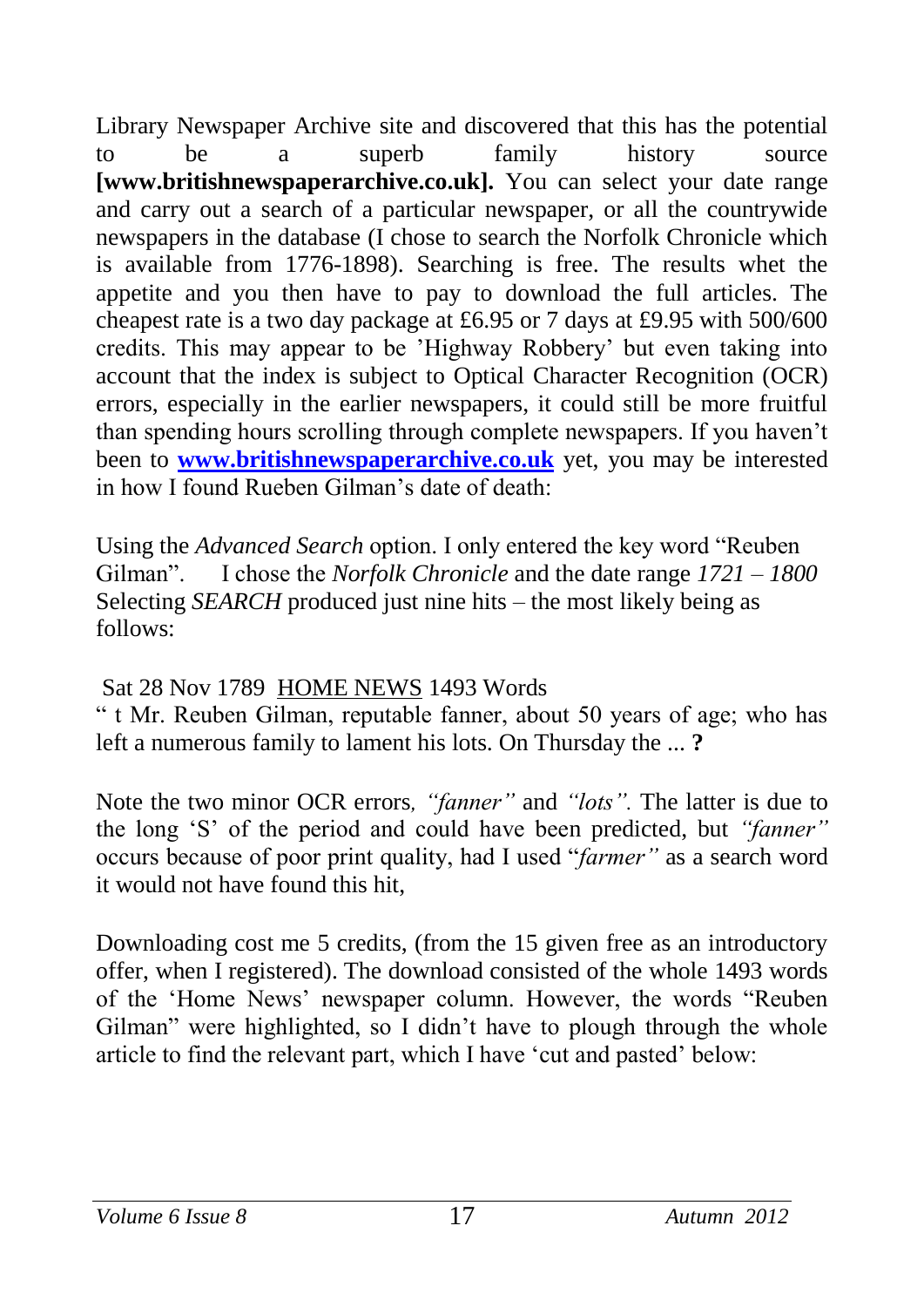Library Newspaper Archive site and discovered that this has the potential to be a superb family history source **[www.britishnewspaperarchive.co.uk].** You can select your date range and carry out a search of a particular newspaper, or all the countrywide newspapers in the database (I chose to search the Norfolk Chronicle which is available from 1776-1898). Searching is free. The results whet the appetite and you then have to pay to download the full articles. The cheapest rate is a two day package at £6.95 or 7 days at £9.95 with 500/600 credits. This may appear to be 'Highway Robbery' but even taking into account that the index is subject to Optical Character Recognition (OCR) errors, especially in the earlier newspapers, it could still be more fruitful than spending hours scrolling through complete newspapers. If you haven't been to **[www.britishnewspaperarchive.co.uk](http://www.britishnewspaperarchive.co.uk)** yet, you may be interested in how I found Rueben Gilman's date of death:

Using the *Advanced Search* option. I only entered the key word "Reuben Gilman". I chose the *Norfolk Chronicle* and the date range *1721 – 1800* Selecting *SEARCH* produced just nine hits – the most likely being as follows:

Sat 28 Nov 1789 HOME NEWS 1493 Words
" t Mr. Reuben Gilman, reputable fanner, about 50 years of age; who has left a numerous family to lament his lots. On Thursday the ... **?**

Note the two minor OCR errors*, "fanner"* and *"lots".* The latter is due to the long 'S' of the period and could have been predicted, but *"fanner"* occurs because of poor print quality, had I used "*farmer"* as a search word it would not have found this hit,

Downloading cost me 5 credits, (from the 15 given free as an introductory offer, when I registered). The download consisted of the whole 1493 words of the 'Home News' newspaper column. However, the words "Reuben Gilman" were highlighted, so I didn't have to plough through the whole article to find the relevant part, which I have 'cut and pasted' below: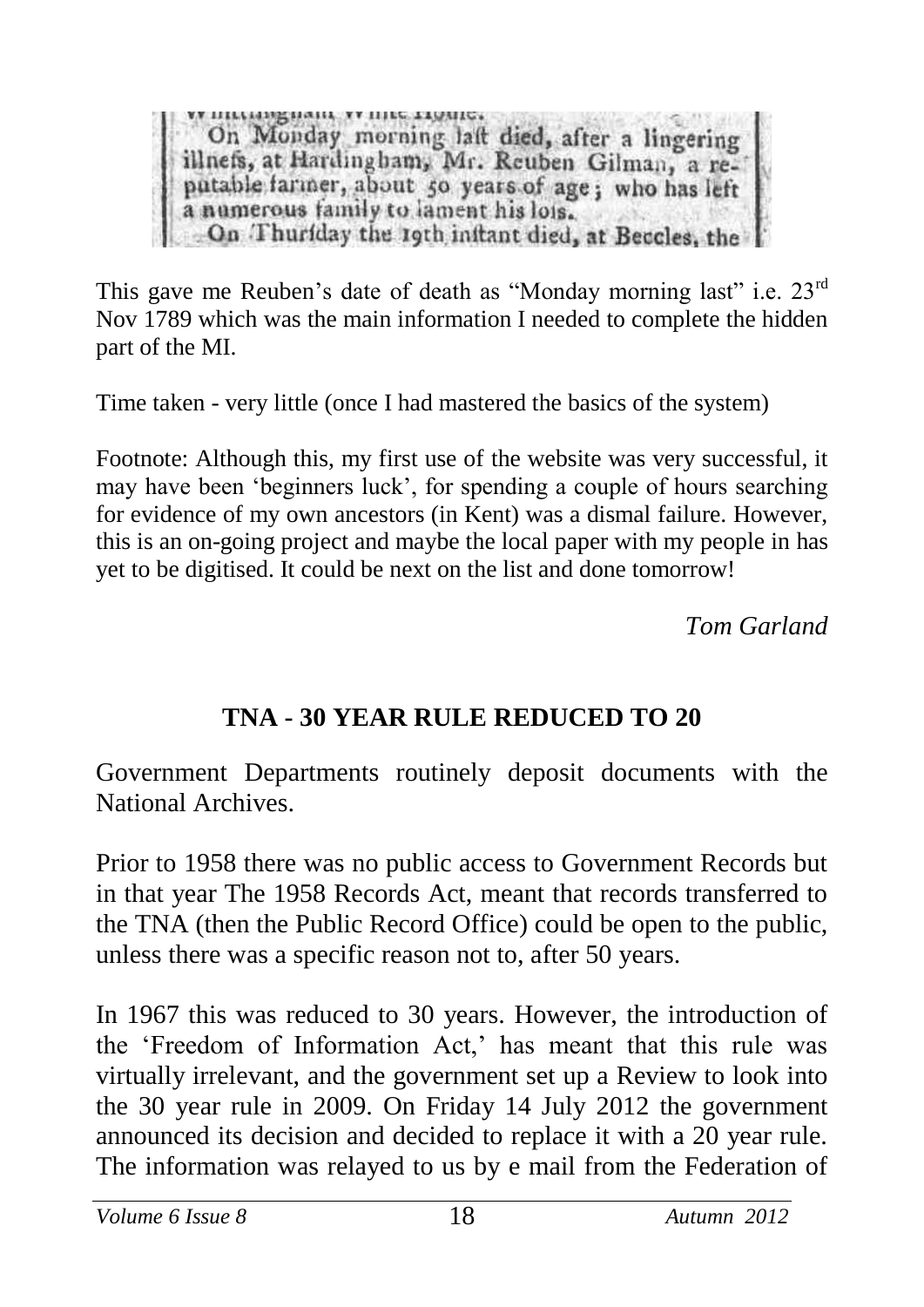Whittingham White House.

On Monday morning laft died, after a lingering illnefs, at Hardingham, Mr. Reuben Gilman, a reputable farmer, about 50 years of age; who has left a numerous family to lament his lofs.

On Thurfday the 19th inftant died, at Beccles, the

This gave me Reuben's date of death as "Monday morning last" i.e. 23rd Nov 1789 which was the main information I needed to complete the hidden part of the MI.

Time taken - very little (once I had mastered the basics of the system)

Footnote: Although this, my first use of the website was very successful, it may have been 'beginners luck', for spending a couple of hours searching for evidence of my own ancestors (in Kent) was a dismal failure. However, this is an on-going project and maybe the local paper with my people in has yet to be digitised. It could be next on the list and done tomorrow!

*Tom Garland*

## TNA - 30 YEAR RULE REDUCED TO 20

Government Departments routinely deposit documents with the National Archives.

Prior to 1958 there was no public access to Government Records but in that year The 1958 Records Act, meant that records transferred to the TNA (then the Public Record Office) could be open to the public, unless there was a specific reason not to, after 50 years.

In 1967 this was reduced to 30 years. However, the introduction of the 'Freedom of Information Act,' has meant that this rule was virtually irrelevant, and the government set up a Review to look into the 30 year rule in 2009. On Friday 14 July 2012 the government announced its decision and decided to replace it with a 20 year rule. The information was relayed to us by e mail from the Federation of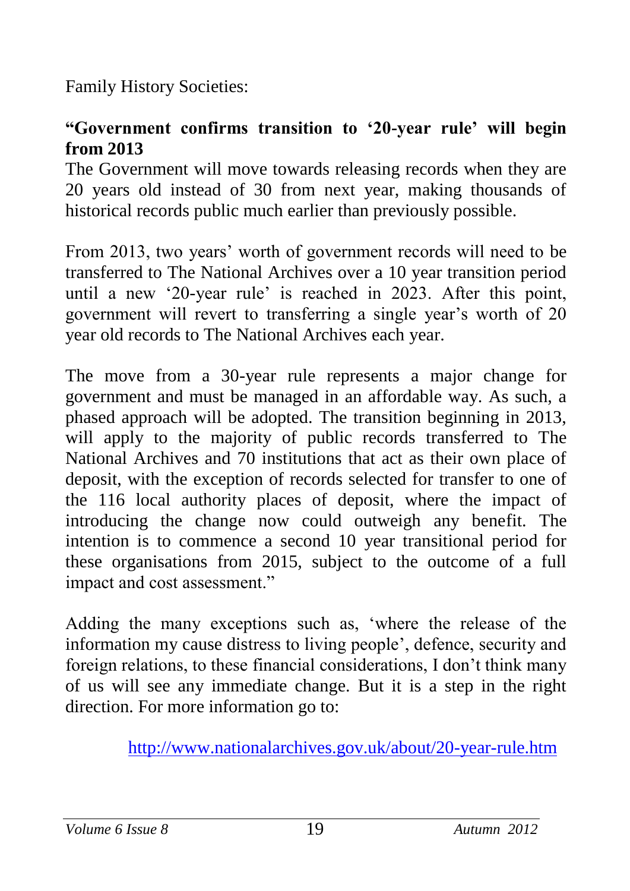Family History Societies:

**“Government confirms transition to ‘20-year rule’ will begin from 2013**

The Government will move towards releasing records when they are 20 years old instead of 30 from next year, making thousands of historical records public much earlier than previously possible.

From 2013, two years’ worth of government records will need to be transferred to The National Archives over a 10 year transition period until a new ‘20-year rule’ is reached in 2023. After this point, government will revert to transferring a single year’s worth of 20 year old records to The National Archives each year.

The move from a 30-year rule represents a major change for government and must be managed in an affordable way. As such, a phased approach will be adopted. The transition beginning in 2013, will apply to the majority of public records transferred to The National Archives and 70 institutions that act as their own place of deposit, with the exception of records selected for transfer to one of the 116 local authority places of deposit, where the impact of introducing the change now could outweigh any benefit. The intention is to commence a second 10 year transitional period for these organisations from 2015, subject to the outcome of a full impact and cost assessment.”

Adding the many exceptions such as, ‘where the release of the information my cause distress to living people’, defence, security and foreign relations, to these financial considerations, I don’t think many of us will see any immediate change. But it is a step in the right direction. For more information go to:

http://www.nationalarchives.gov.uk/about/20-year-rule.htm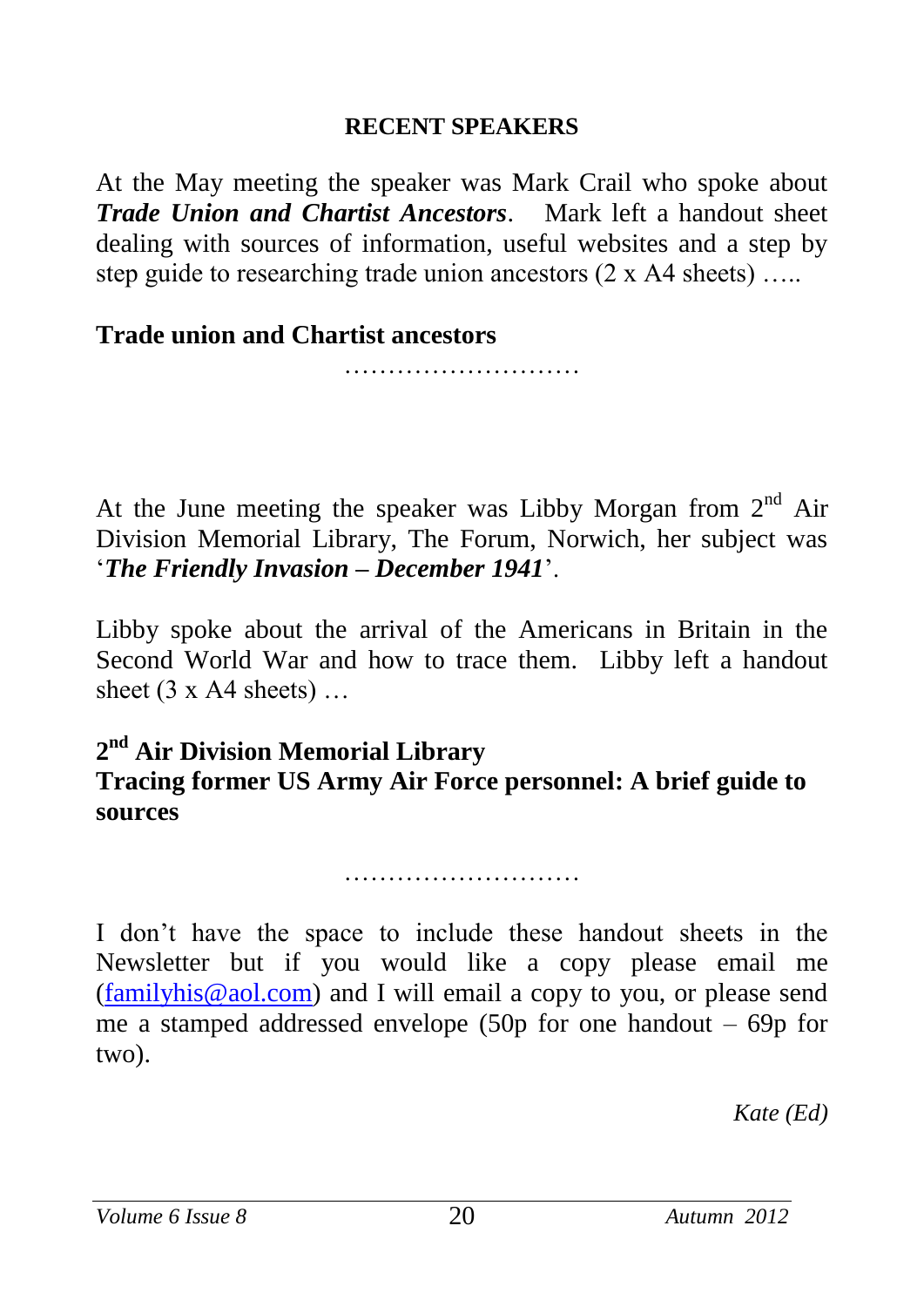## RECENT SPEAKERS

At the May meeting the speaker was Mark Crail who spoke about ***Trade Union and Chartist Ancestors***. Mark left a handout sheet dealing with sources of information, useful websites and a step by step guide to researching trade union ancestors (2 x A4 sheets) …..

**Trade union and Chartist ancestors**

………………………

At the June meeting the speaker was Libby Morgan from 2nd Air Division Memorial Library, The Forum, Norwich, her subject was '***The Friendly Invasion – December 1941***'.

Libby spoke about the arrival of the Americans in Britain in the Second World War and how to trace them. Libby left a handout sheet (3 x A4 sheets) …

**2nd Air Division Memorial Library**
**Tracing former US Army Air Force personnel: A brief guide to sources**

………………………

I don't have the space to include these handout sheets in the Newsletter but if you would like a copy please email me (familyhis@aol.com) and I will email a copy to you, or please send me a stamped addressed envelope (50p for one handout – 69p for two).

*Kate (Ed)*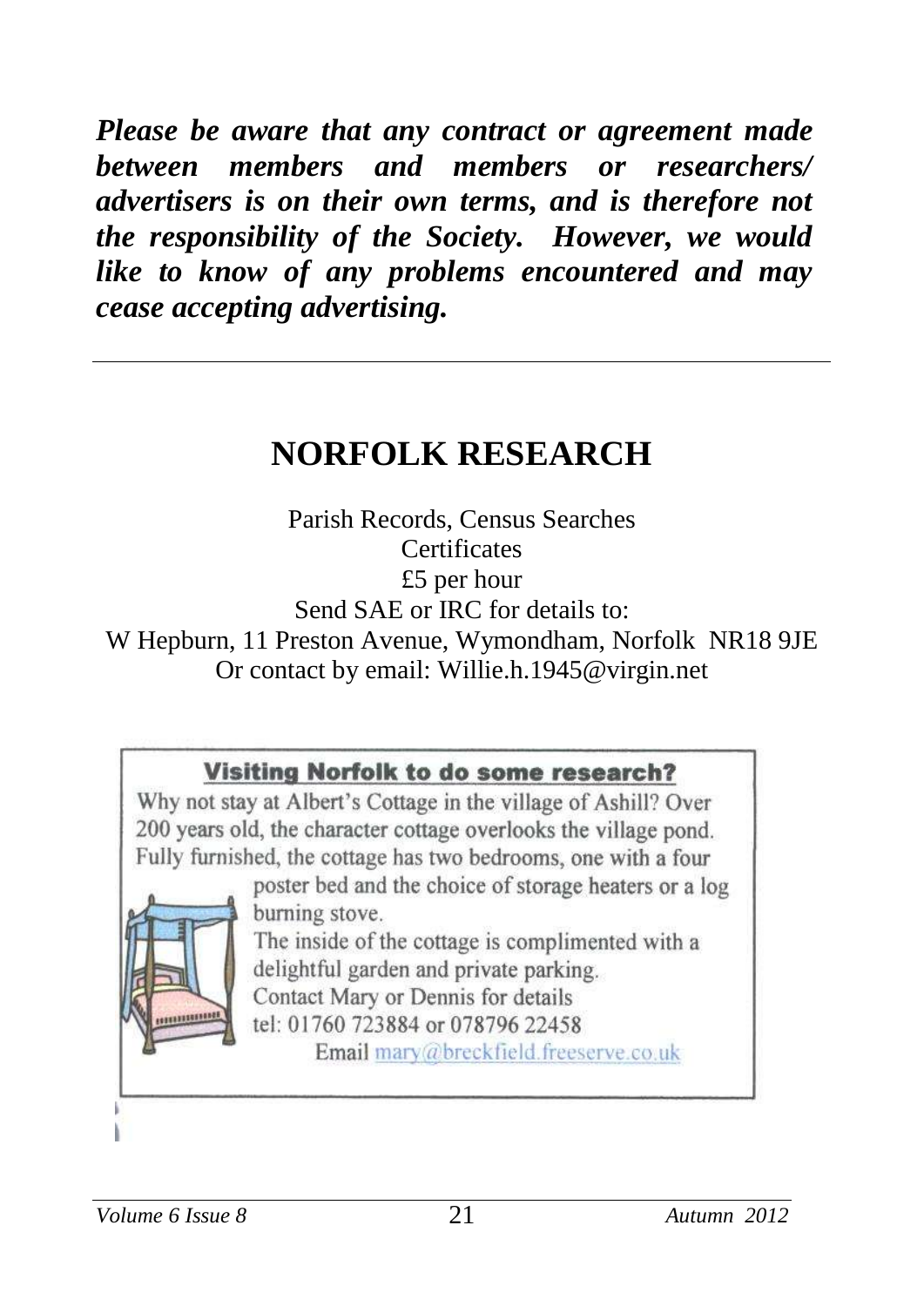***Please be aware that any contract or agreement made between members and members or researchers/ advertisers is on their own terms, and is therefore not the responsibility of the Society. However, we would like to know of any problems encountered and may cease accepting advertising.***

---

# NORFOLK RESEARCH

Parish Records, Census Searches
Certificates
£5 per hour
Send SAE or IRC for details to:
W Hepburn, 11 Preston Avenue, Wymondham, Norfolk NR18 9JE
Or contact by email: Willie.h.1945@virgin.net

## Visiting Norfolk to do some research?

Why not stay at Albert's Cottage in the village of Ashill? Over 200 years old, the character cottage overlooks the village pond. Fully furnished, the cottage has two bedrooms, one with a four poster bed and the choice of storage heaters or a log burning stove.

The inside of the cottage is complimented with a delightful garden and private parking.

Contact Mary or Dennis for details
tel: 01760 723884 or 078796 22458
Email mary@breckfield.freeserve.co.uk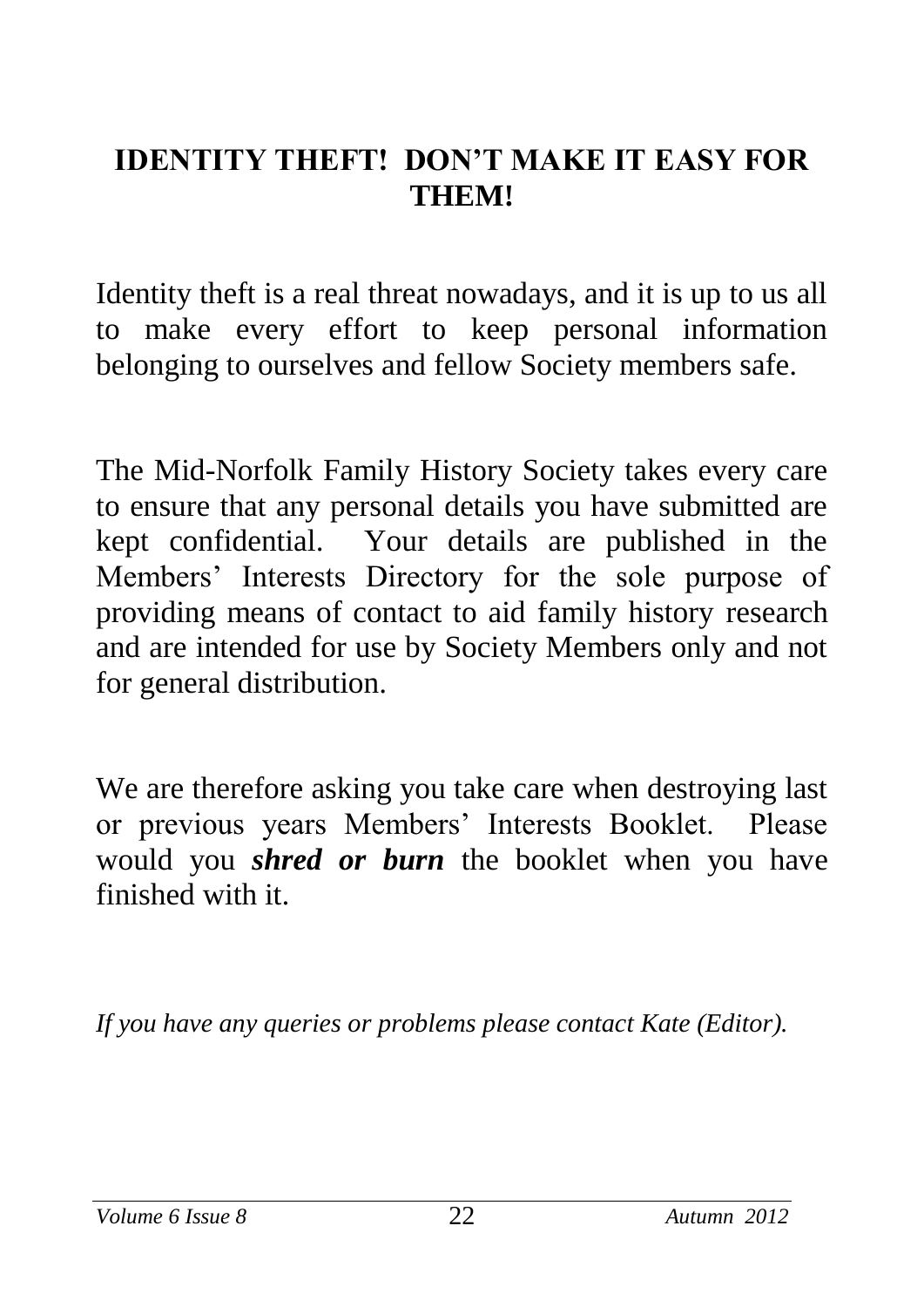# IDENTITY THEFT! DON'T MAKE IT EASY FOR THEM!

Identity theft is a real threat nowadays, and it is up to us all to make every effort to keep personal information belonging to ourselves and fellow Society members safe.

The Mid-Norfolk Family History Society takes every care to ensure that any personal details you have submitted are kept confidential. Your details are published in the Members' Interests Directory for the sole purpose of providing means of contact to aid family history research and are intended for use by Society Members only and not for general distribution.

We are therefore asking you take care when destroying last or previous years Members' Interests Booklet. Please would you ***shred or burn*** the booklet when you have finished with it.

*If you have any queries or problems please contact Kate (Editor).*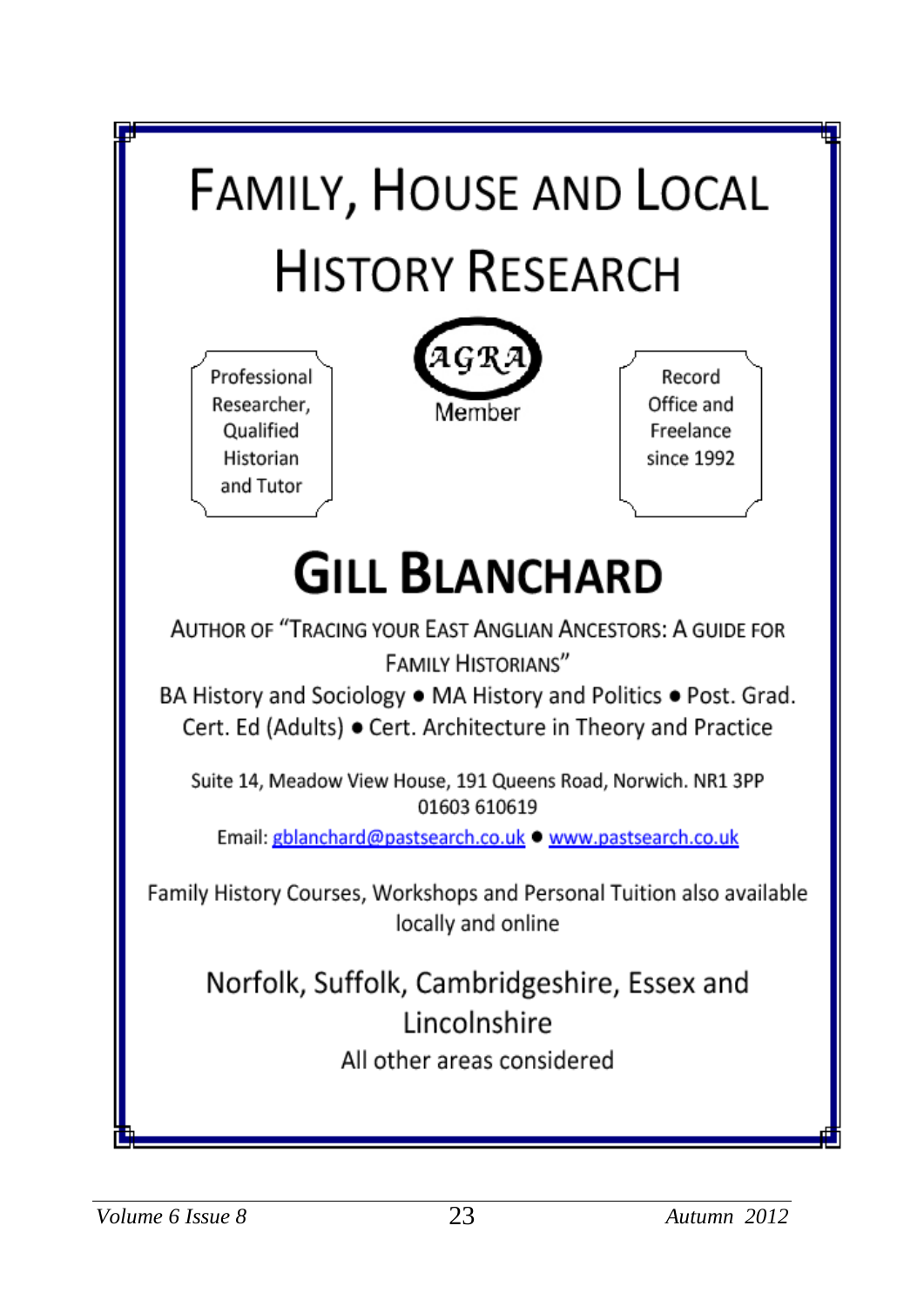# Family, House and Local History Research

Professional Researcher, Qualified Historian and Tutor

AGRA Member

Record Office and Freelance since 1992

## Gill Blanchard

Author of "Tracing your East Anglian Ancestors: A guide for Family Historians"

BA History and Sociology ● MA History and Politics ● Post. Grad. Cert. Ed (Adults) ● Cert. Architecture in Theory and Practice

Suite 14, Meadow View House, 191 Queens Road, Norwich. NR1 3PP
01603 610619

Email: gblanchard@pastsearch.co.uk ● www.pastsearch.co.uk

Family History Courses, Workshops and Personal Tuition also available locally and online

Norfolk, Suffolk, Cambridgeshire, Essex and Lincolnshire

All other areas considered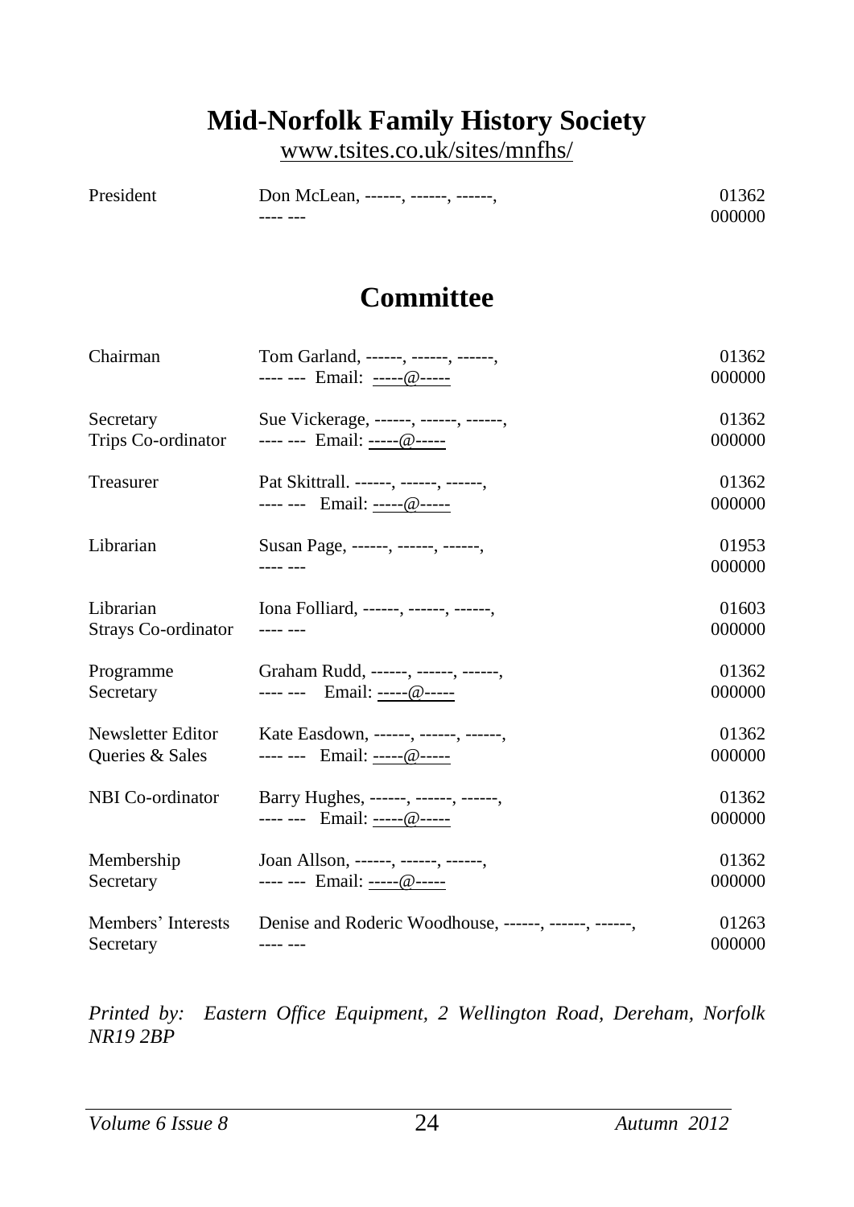# Mid-Norfolk Family History Society

www.tsites.co.uk/sites/mnfhs/

| | | |
|---|---|---|
| President | Don McLean, ------, ------, ------, ---- --- | 01362 000000 |

## Committee

| | | |
|---|---|---|
| Chairman | Tom Garland, ------, ------, ------, ---- --- Email: -----@----- | 01362 000000 |
| Secretary Trips Co-ordinator | Sue Vickerage, ------, ------, ------, ---- --- Email: -----@----- | 01362 000000 |
| Treasurer | Pat Skittrall. ------, ------, ------, ---- --- Email: -----@----- | 01362 000000 |
| Librarian | Susan Page, ------, ------, ------, ---- --- | 01953 000000 |
| Librarian Strays Co-ordinator | Iona Folliard, ------, ------, ------, ---- --- | 01603 000000 |
| Programme Secretary | Graham Rudd, ------, ------, ------, ---- --- Email: -----@----- | 01362 000000 |
| Newsletter Editor Queries & Sales | Kate Easdown, ------, ------, ------, ---- --- Email: -----@----- | 01362 000000 |
| NBI Co-ordinator | Barry Hughes, ------, ------, ------, ---- --- Email: -----@----- | 01362 000000 |
| Membership Secretary | Joan Allson, ------, ------, ------, ---- --- Email: -----@----- | 01362 000000 |
| Members' Interests Secretary | Denise and Roderic Woodhouse, ------, ------, ------, ---- --- | 01263 000000 |

*Printed by: Eastern Office Equipment, 2 Wellington Road, Dereham, Norfolk NR19 2BP*